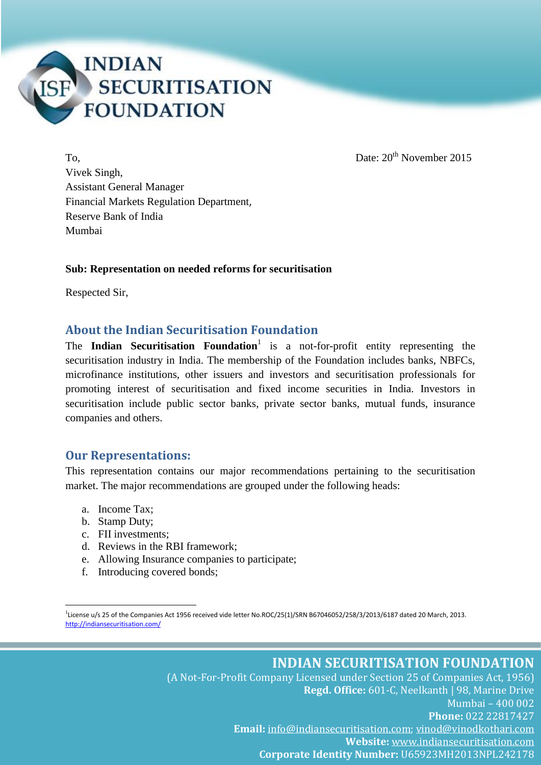# INDIAN SECURITISATION FOUNDATION

To,
Vivek Singh,
Assistant General Manager
Financial Markets Regulation Department,
Reserve Bank of India
Mumbai

Date: 20th November 2015

**Sub: Representation on needed reforms for securitisation**

Respected Sir,

## About the Indian Securitisation Foundation

The **Indian Securitisation Foundation**[1] is a not-for-profit entity representing the securitisation industry in India. The membership of the Foundation includes banks, NBFCs, microfinance institutions, other issuers and investors and securitisation professionals for promoting interest of securitisation and fixed income securities in India. Investors in securitisation include public sector banks, private sector banks, mutual funds, insurance companies and others.

## Our Representations:

This representation contains our major recommendations pertaining to the securitisation market. The major recommendations are grouped under the following heads:

a. Income Tax;
b. Stamp Duty;
c. FII investments;
d. Reviews in the RBI framework;
e. Allowing Insurance companies to participate;
f. Introducing covered bonds;

[1] License u/s 25 of the Companies Act 1956 received vide letter No.ROC/25(1)/SRN B67046052/258/3/2013/6187 dated 20 March, 2013. http://indiansecuritisation.com/

**INDIAN SECURITISATION FOUNDATION**
(A Not-For-Profit Company Licensed under Section 25 of Companies Act, 1956)
**Regd. Office:** 601-C, Neelkanth | 98, Marine Drive
Mumbai – 400 002
**Phone:** 022 22817427
**Email:** info@indiansecuritisation.com; vinod@vinodkothari.com
**Website:** www.indiansecuritisation.com
**Corporate Identity Number:** U65923MH2013NPL242178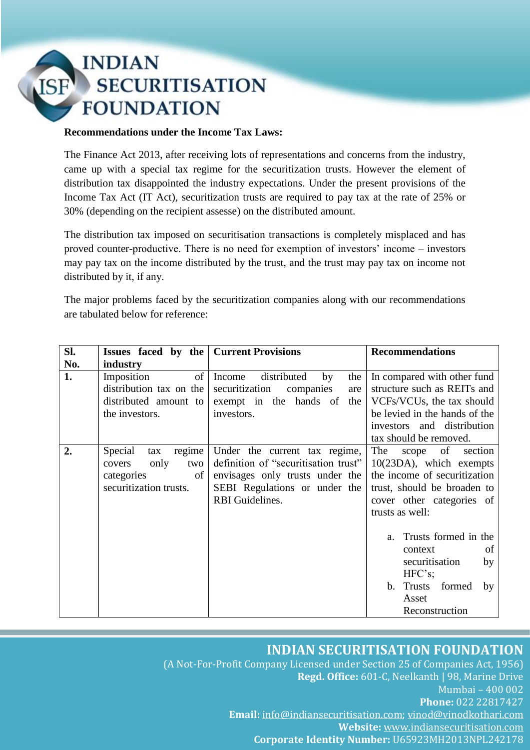**Recommendations under the Income Tax Laws:**

The Finance Act 2013, after receiving lots of representations and concerns from the industry, came up with a special tax regime for the securitization trusts. However the element of distribution tax disappointed the industry expectations. Under the present provisions of the Income Tax Act (IT Act), securitization trusts are required to pay tax at the rate of 25% or 30% (depending on the recipient assesse) on the distributed amount.

The distribution tax imposed on securitisation transactions is completely misplaced and has proved counter-productive. There is no need for exemption of investors' income – investors may pay tax on the income distributed by the trust, and the trust may pay tax on income not distributed by it, if any.

The major problems faced by the securitization companies along with our recommendations are tabulated below for reference:

| Sl. No. | Issues faced by the industry | Current Provisions | Recommendations |
|---|---|---|---|
| 1. | Imposition of distribution tax on the distributed amount to the investors. | Income distributed by the securitization companies are exempt in the hands of the investors. | In compared with other fund structure such as REITs and VCFs/VCUs, the tax should be levied in the hands of the investors and distribution tax should be removed. |
| 2. | Special tax regime covers only two categories of securitization trusts. | Under the current tax regime, definition of "securitisation trust" envisages only trusts under the SEBI Regulations or under the RBI Guidelines. | The scope of section 10(23DA), which exempts the income of securitization trust, should be broaden to cover other categories of trusts as well:<br><br>a. Trusts formed in the context of securitisation by HFC's;<br>b. Trusts formed by Asset Reconstruction |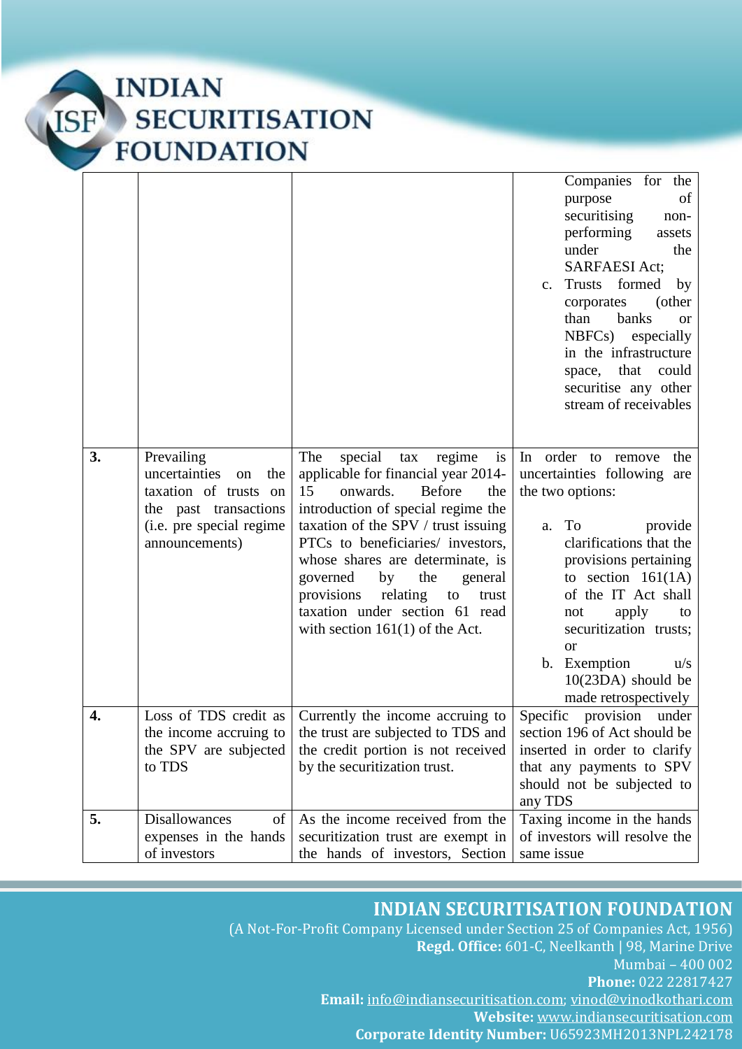| | | | |
|---|---|---|---|
| | | | Companies for the purpose of securitising non-performing assets under the SARFAESI Act;<br>c. Trusts formed by corporates (other than banks or NBFCs) especially in the infrastructure space, that could securitise any other stream of receivables |
| **3.** | Prevailing uncertainties on the taxation of trusts on the past transactions (i.e. pre special regime announcements) | The special tax regime is applicable for financial year 2014-15 onwards. Before the introduction of special regime the taxation of the SPV / trust issuing PTCs to beneficiaries/ investors, whose shares are determinate, is governed by the general provisions relating to trust taxation under section 61 read with section 161(1) of the Act. | In order to remove the uncertainties following are the two options:<br><br>a. To provide clarifications that the provisions pertaining to section 161(1A) of the IT Act shall not apply to securitization trusts; or<br>b. Exemption u/s 10(23DA) should be made retrospectively |
| **4.** | Loss of TDS credit as the income accruing to the SPV are subjected to TDS | Currently the income accruing to the trust are subjected to TDS and the credit portion is not received by the securitization trust. | Specific provision under section 196 of Act should be inserted in order to clarify that any payments to SPV should not be subjected to any TDS |
| **5.** | Disallowances of expenses in the hands of investors | As the income received from the securitization trust are exempt in the hands of investors, Section | Taxing income in the hands of investors will resolve the same issue |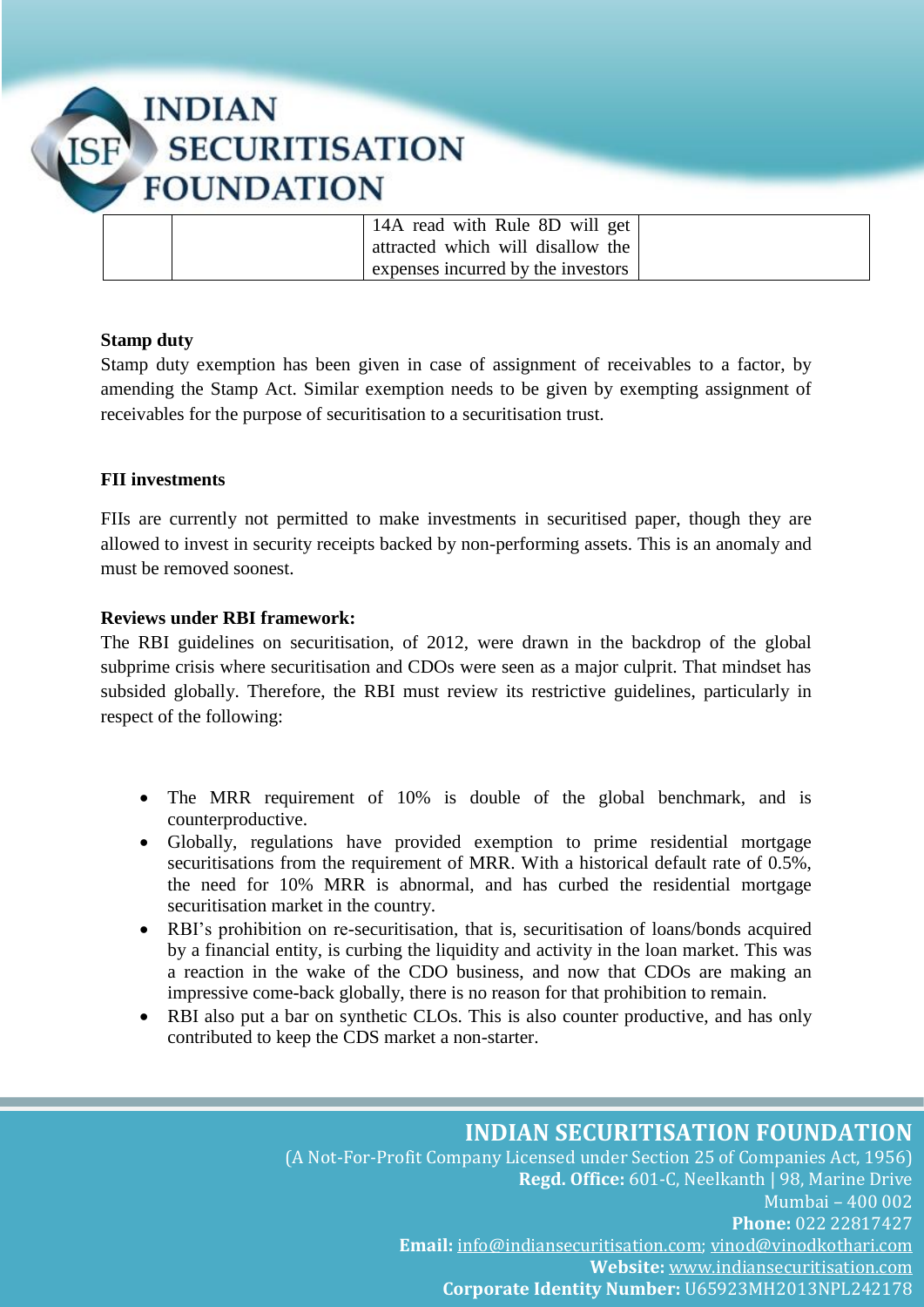|  |  | 14A read with Rule 8D will get attracted which will disallow the expenses incurred by the investors |  |
|---|---|---|---|

**Stamp duty**

Stamp duty exemption has been given in case of assignment of receivables to a factor, by amending the Stamp Act. Similar exemption needs to be given by exempting assignment of receivables for the purpose of securitisation to a securitisation trust.

**FII investments**

FIIs are currently not permitted to make investments in securitised paper, though they are allowed to invest in security receipts backed by non-performing assets. This is an anomaly and must be removed soonest.

**Reviews under RBI framework:**

The RBI guidelines on securitisation, of 2012, were drawn in the backdrop of the global subprime crisis where securitisation and CDOs were seen as a major culprit. That mindset has subsided globally. Therefore, the RBI must review its restrictive guidelines, particularly in respect of the following:

- The MRR requirement of 10% is double of the global benchmark, and is counterproductive.
- Globally, regulations have provided exemption to prime residential mortgage securitisations from the requirement of MRR. With a historical default rate of 0.5%, the need for 10% MRR is abnormal, and has curbed the residential mortgage securitisation market in the country.
- RBI's prohibition on re-securitisation, that is, securitisation of loans/bonds acquired by a financial entity, is curbing the liquidity and activity in the loan market. This was a reaction in the wake of the CDO business, and now that CDOs are making an impressive come-back globally, there is no reason for that prohibition to remain.
- RBI also put a bar on synthetic CLOs. This is also counter productive, and has only contributed to keep the CDS market a non-starter.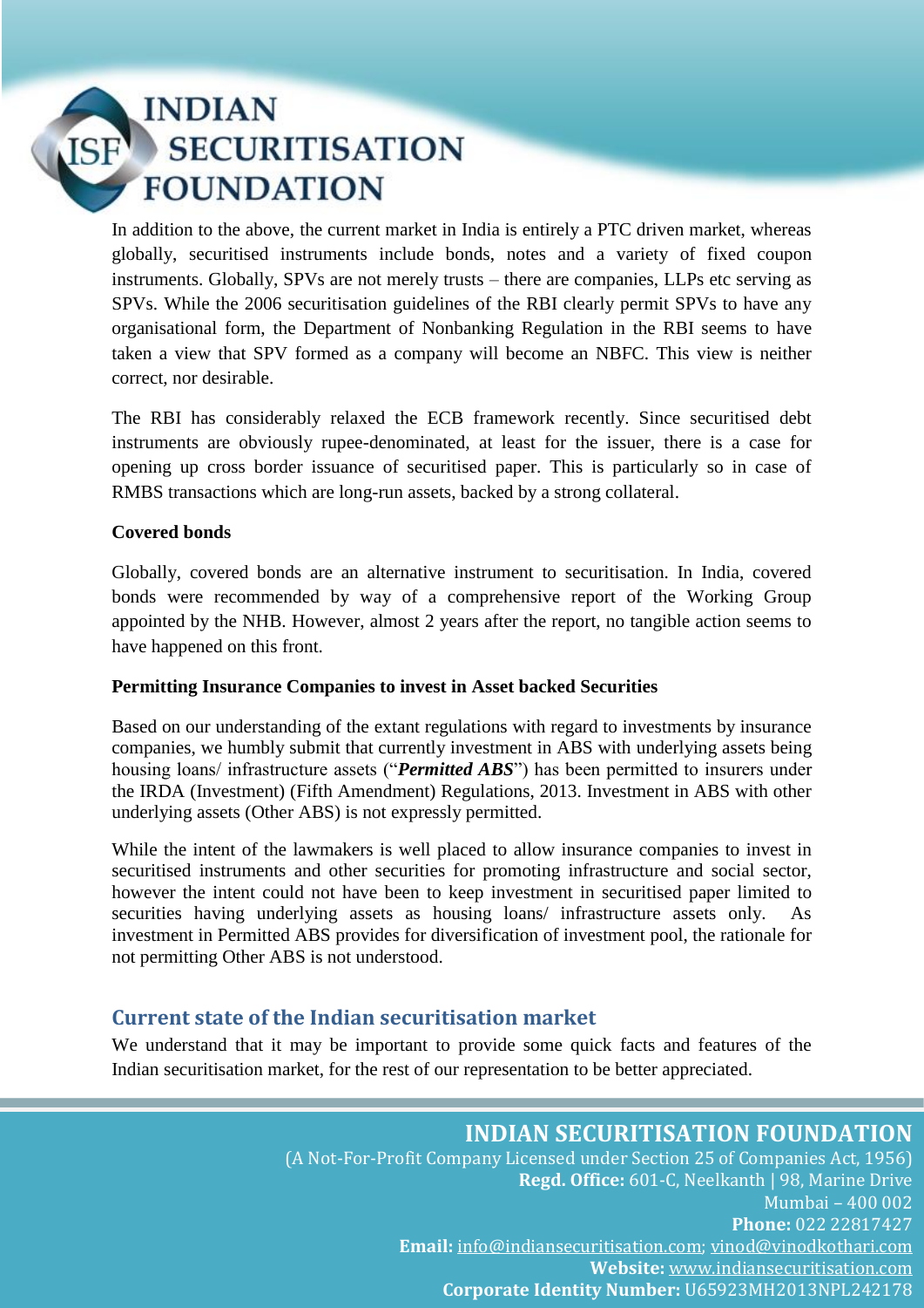In addition to the above, the current market in India is entirely a PTC driven market, whereas globally, securitised instruments include bonds, notes and a variety of fixed coupon instruments. Globally, SPVs are not merely trusts – there are companies, LLPs etc serving as SPVs. While the 2006 securitisation guidelines of the RBI clearly permit SPVs to have any organisational form, the Department of Nonbanking Regulation in the RBI seems to have taken a view that SPV formed as a company will become an NBFC. This view is neither correct, nor desirable.

The RBI has considerably relaxed the ECB framework recently. Since securitised debt instruments are obviously rupee-denominated, at least for the issuer, there is a case for opening up cross border issuance of securitised paper. This is particularly so in case of RMBS transactions which are long-run assets, backed by a strong collateral.

**Covered bonds**

Globally, covered bonds are an alternative instrument to securitisation. In India, covered bonds were recommended by way of a comprehensive report of the Working Group appointed by the NHB. However, almost 2 years after the report, no tangible action seems to have happened on this front.

**Permitting Insurance Companies to invest in Asset backed Securities**

Based on our understanding of the extant regulations with regard to investments by insurance companies, we humbly submit that currently investment in ABS with underlying assets being housing loans/ infrastructure assets ("***Permitted ABS***") has been permitted to insurers under the IRDA (Investment) (Fifth Amendment) Regulations, 2013. Investment in ABS with other underlying assets (Other ABS) is not expressly permitted.

While the intent of the lawmakers is well placed to allow insurance companies to invest in securitised instruments and other securities for promoting infrastructure and social sector, however the intent could not have been to keep investment in securitised paper limited to securities having underlying assets as housing loans/ infrastructure assets only. As investment in Permitted ABS provides for diversification of investment pool, the rationale for not permitting Other ABS is not understood.

## Current state of the Indian securitisation market

We understand that it may be important to provide some quick facts and features of the Indian securitisation market, for the rest of our representation to be better appreciated.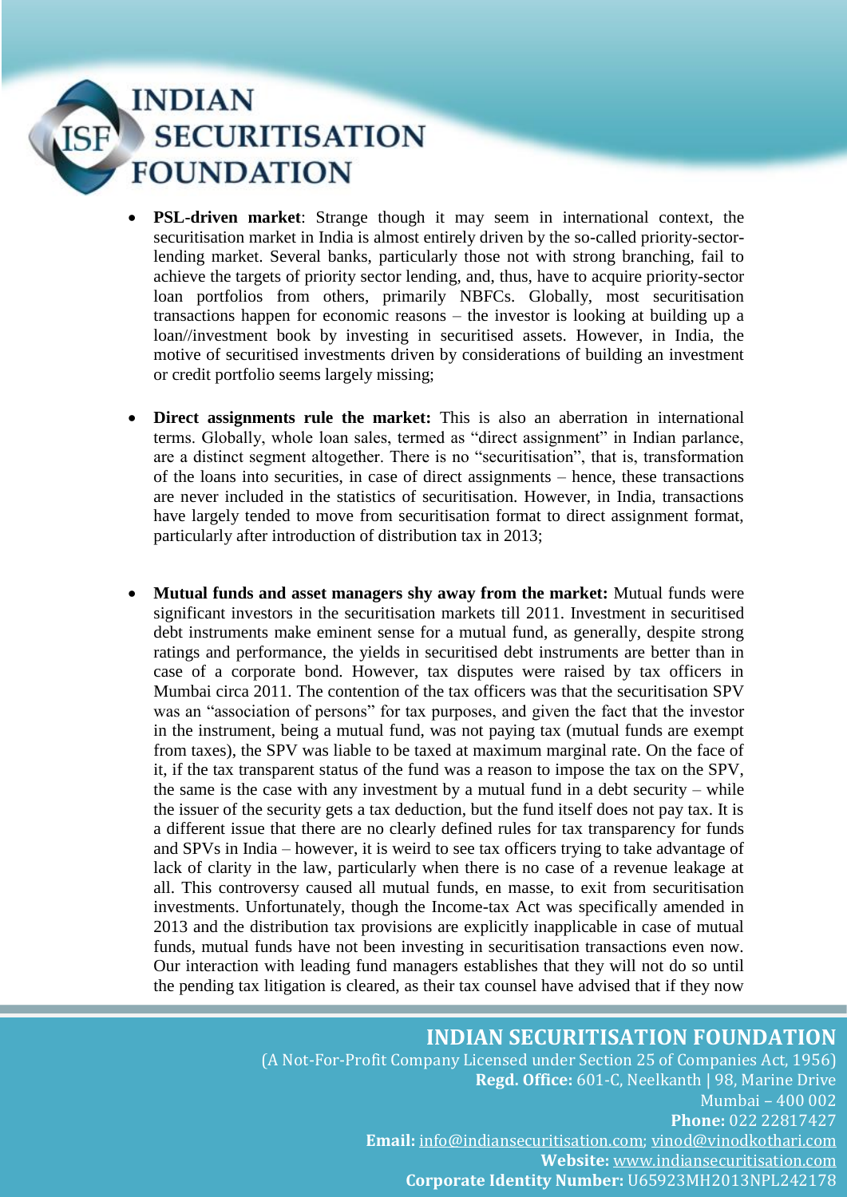- **PSL-driven market**: Strange though it may seem in international context, the securitisation market in India is almost entirely driven by the so-called priority-sector-lending market. Several banks, particularly those not with strong branching, fail to achieve the targets of priority sector lending, and, thus, have to acquire priority-sector loan portfolios from others, primarily NBFCs. Globally, most securitisation transactions happen for economic reasons – the investor is looking at building up a loan//investment book by investing in securitised assets. However, in India, the motive of securitised investments driven by considerations of building an investment or credit portfolio seems largely missing;

- **Direct assignments rule the market:** This is also an aberration in international terms. Globally, whole loan sales, termed as "direct assignment" in Indian parlance, are a distinct segment altogether. There is no "securitisation", that is, transformation of the loans into securities, in case of direct assignments – hence, these transactions are never included in the statistics of securitisation. However, in India, transactions have largely tended to move from securitisation format to direct assignment format, particularly after introduction of distribution tax in 2013;

- **Mutual funds and asset managers shy away from the market:** Mutual funds were significant investors in the securitisation markets till 2011. Investment in securitised debt instruments make eminent sense for a mutual fund, as generally, despite strong ratings and performance, the yields in securitised debt instruments are better than in case of a corporate bond. However, tax disputes were raised by tax officers in Mumbai circa 2011. The contention of the tax officers was that the securitisation SPV was an "association of persons" for tax purposes, and given the fact that the investor in the instrument, being a mutual fund, was not paying tax (mutual funds are exempt from taxes), the SPV was liable to be taxed at maximum marginal rate. On the face of it, if the tax transparent status of the fund was a reason to impose the tax on the SPV, the same is the case with any investment by a mutual fund in a debt security – while the issuer of the security gets a tax deduction, but the fund itself does not pay tax. It is a different issue that there are no clearly defined rules for tax transparency for funds and SPVs in India – however, it is weird to see tax officers trying to take advantage of lack of clarity in the law, particularly when there is no case of a revenue leakage at all. This controversy caused all mutual funds, en masse, to exit from securitisation investments. Unfortunately, though the Income-tax Act was specifically amended in 2013 and the distribution tax provisions are explicitly inapplicable in case of mutual funds, mutual funds have not been investing in securitisation transactions even now. Our interaction with leading fund managers establishes that they will not do so until the pending tax litigation is cleared, as their tax counsel have advised that if they now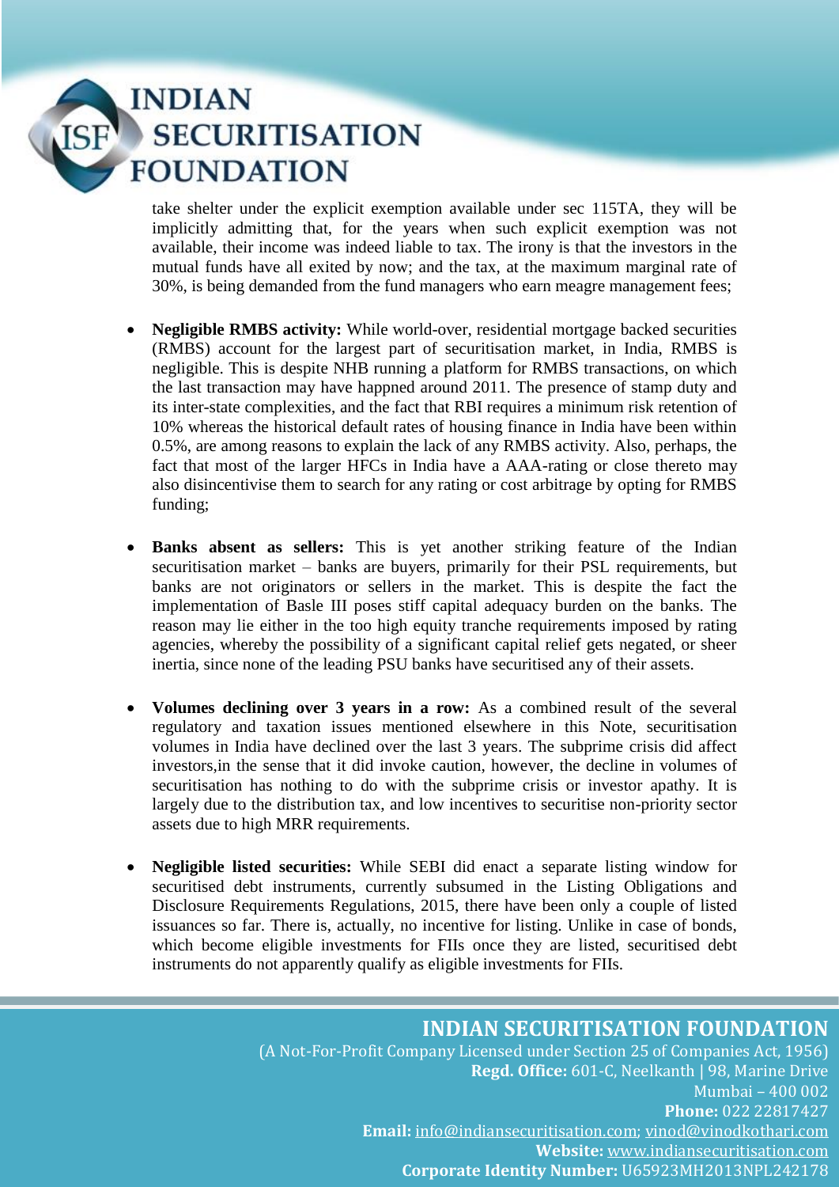take shelter under the explicit exemption available under sec 115TA, they will be implicitly admitting that, for the years when such explicit exemption was not available, their income was indeed liable to tax. The irony is that the investors in the mutual funds have all exited by now; and the tax, at the maximum marginal rate of 30%, is being demanded from the fund managers who earn meagre management fees;

- **Negligible RMBS activity:** While world-over, residential mortgage backed securities (RMBS) account for the largest part of securitisation market, in India, RMBS is negligible. This is despite NHB running a platform for RMBS transactions, on which the last transaction may have happned around 2011. The presence of stamp duty and its inter-state complexities, and the fact that RBI requires a minimum risk retention of 10% whereas the historical default rates of housing finance in India have been within 0.5%, are among reasons to explain the lack of any RMBS activity. Also, perhaps, the fact that most of the larger HFCs in India have a AAA-rating or close thereto may also disincentivise them to search for any rating or cost arbitrage by opting for RMBS funding;

- **Banks absent as sellers:** This is yet another striking feature of the Indian securitisation market – banks are buyers, primarily for their PSL requirements, but banks are not originators or sellers in the market. This is despite the fact the implementation of Basle III poses stiff capital adequacy burden on the banks. The reason may lie either in the too high equity tranche requirements imposed by rating agencies, whereby the possibility of a significant capital relief gets negated, or sheer inertia, since none of the leading PSU banks have securitised any of their assets.

- **Volumes declining over 3 years in a row:** As a combined result of the several regulatory and taxation issues mentioned elsewhere in this Note, securitisation volumes in India have declined over the last 3 years. The subprime crisis did affect investors,in the sense that it did invoke caution, however, the decline in volumes of securitisation has nothing to do with the subprime crisis or investor apathy. It is largely due to the distribution tax, and low incentives to securitise non-priority sector assets due to high MRR requirements.

- **Negligible listed securities:** While SEBI did enact a separate listing window for securitised debt instruments, currently subsumed in the Listing Obligations and Disclosure Requirements Regulations, 2015, there have been only a couple of listed issuances so far. There is, actually, no incentive for listing. Unlike in case of bonds, which become eligible investments for FIIs once they are listed, securitised debt instruments do not apparently qualify as eligible investments for FIIs.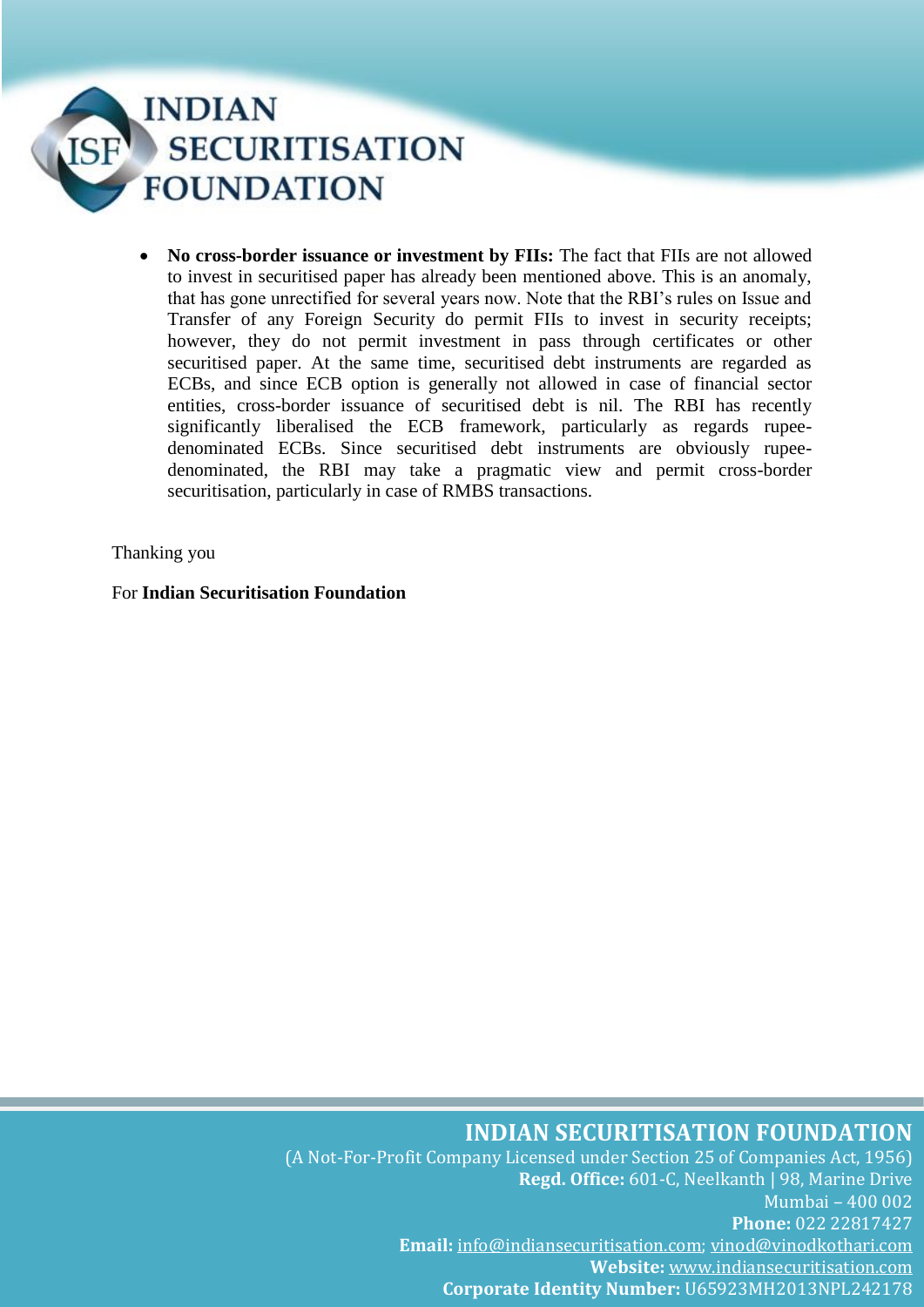- **No cross-border issuance or investment by FIIs:** The fact that FIIs are not allowed to invest in securitised paper has already been mentioned above. This is an anomaly, that has gone unrectified for several years now. Note that the RBI's rules on Issue and Transfer of any Foreign Security do permit FIIs to invest in security receipts; however, they do not permit investment in pass through certificates or other securitised paper. At the same time, securitised debt instruments are regarded as ECBs, and since ECB option is generally not allowed in case of financial sector entities, cross-border issuance of securitised debt is nil. The RBI has recently significantly liberalised the ECB framework, particularly as regards rupee-denominated ECBs. Since securitised debt instruments are obviously rupee-denominated, the RBI may take a pragmatic view and permit cross-border securitisation, particularly in case of RMBS transactions.

Thanking you

For **Indian Securitisation Foundation**